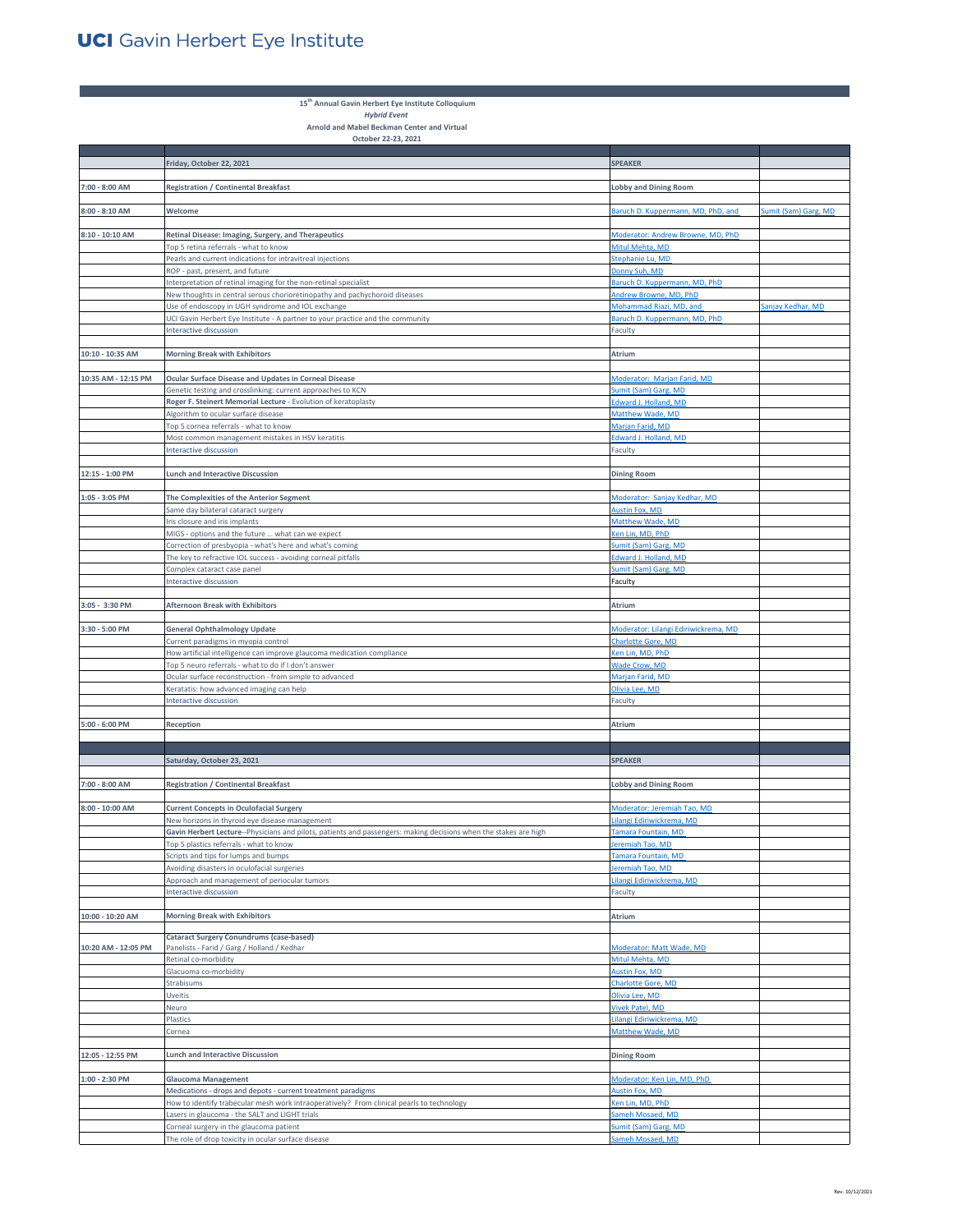# UCI Gavin Herbert Eye Institute

**15th Annual Gavin Herbert Eye Institute Colloquium**
***Hybrid Event***
**Arnold and Mabel Beckman Center and Virtual**
**October 22-23, 2021**

| | **Friday, October 22, 2021** | **SPEAKER** | |
|---|---|---|---|
| **7:00 - 8:00 AM** | **Registration / Continental Breakfast** | **Lobby and Dining Room** | |
| **8:00 - 8:10 AM** | **Welcome** | Baruch D. Kuppermann, MD, PhD, and | Sumit (Sam) Garg, MD |
| **8:10 - 10:10 AM** | **Retinal Disease: Imaging, Surgery, and Therapeutics** | Moderator: Andrew Browne, MD, PhD | |
| | Top 5 retina referrals - what to know | Mitul Mehta, MD | |
| | Pearls and current indications for intravitreal injections | Stephanie Lu, MD | |
| | ROP - past, present, and future | Donny Suh, MD | |
| | Interpretation of retinal imaging for the non-retinal specialist | Baruch D. Kuppermann, MD, PhD | |
| | New thoughts in central serous chorioretinopathy and pachychoroid diseases | Andrew Browne, MD, PhD | |
| | Use of endoscopy in UGH syndrome and IOL exchange | Mohammad Riazi, MD, and | Sanjay Kedhar, MD |
| | UCI Gavin Herbert Eye Institute - A partner to your practice and the community | Baruch D. Kuppermann, MD, PhD | |
| | Interactive discussion | Faculty | |
| **10:10 - 10:35 AM** | **Morning Break with Exhibitors** | **Atrium** | |
| **10:35 AM - 12:15 PM** | **Ocular Surface Disease and Updates in Corneal Disease** | Moderator: Marjan Farid, MD | |
| | Genetic testing and crosslinking: current approaches to KCN | Sumit (Sam) Garg, MD | |
| | **Roger F. Steinert Memorial Lecture** - Evolution of keratoplasty | Edward J. Holland, MD | |
| | Algorithm to ocular surface disease | Matthew Wade, MD | |
| | Top 5 cornea referrals - what to know | Marjan Farid, MD | |
| | Most common management mistakes in HSV keratitis | Edward J. Holland, MD | |
| | Interactive discussion | Faculty | |
| **12:15 - 1:00 PM** | **Lunch and Interactive Discussion** | **Dining Room** | |
| **1:05 - 3:05 PM** | **The Complexities of the Anterior Segment** | Moderator: Sanjay Kedhar, MD | |
| | Same day bilateral cataract surgery | Austin Fox, MD | |
| | Iris closure and iris implants | Matthew Wade, MD | |
| | MIGS - options and the future ... what can we expect | Ken Lin, MD, PhD | |
| | Correction of presbyopia - what's here and what's coming | Sumit (Sam) Garg, MD | |
| | The key to refractive IOL success - avoiding corneal pitfalls | Edward J. Holland, MD | |
| | Complex cataract case panel | Sumit (Sam) Garg, MD | |
| | Interactive discussion | **Faculty** | |
| **3:05 - 3:30 PM** | **Afternoon Break with Exhibitors** | **Atrium** | |
| **3:30 - 5:00 PM** | **General Ophthalmology Update** | Moderator: Lilangi Ediriwickrema, MD | |
| | Current paradigms in myopia control | Charlotte Gore, MD | |
| | How artificial intelligence can improve glaucoma medication compliance | Ken Lin, MD, PhD | |
| | Top 5 neuro referrals - what to do if I don't answer | Wade Crow, MD | |
| | Ocular surface reconstruction - from simple to advanced | Marjan Farid, MD | |
| | Keratatis: how advanced imaging can help | Olivia Lee, MD | |
| | Interactive discussion | Faculty | |
| **5:00 - 6:00 PM** | **Reception** | **Atrium** | |

| | **Saturday, October 23, 2021** | **SPEAKER** | |
|---|---|---|---|
| **7:00 - 8:00 AM** | **Registration / Continental Breakfast** | **Lobby and Dining Room** | |
| **8:00 - 10:00 AM** | **Current Concepts in Oculofacial Surgery** | Moderator: Jeremiah Tao, MD | |
| | New horizons in thyroid eye disease management | Lilangi Ediriwickrema, MD | |
| | **Gavin Herbert Lecture**--Physicians and pilots, patients and passengers: making decisions when the stakes are high | Tamara Fountain, MD | |
| | Top 5 plastics referrals - what to know | Jeremiah Tao, MD | |
| | Scripts and tips for lumps and bumps | Tamara Fountain, MD | |
| | Avoiding disasters in oculofacial surgeries | Jeremiah Tao, MD | |
| | Approach and management of periocular tumors | Lilangi Ediriwickrema, MD | |
| | Interactive discussion | Faculty | |
| **10:00 - 10:20 AM** | **Morning Break with Exhibitors** | **Atrium** | |
| | **Cataract Surgery Conundrums (case-based)** | | |
| **10:20 AM - 12:05 PM** | Panelists - Farid / Garg / Holland / Kedhar | Moderator: Matt Wade, MD | |
| | Retinal co-morbidity | Mitul Mehta, MD | |
| | Glacuoma co-morbidity | Austin Fox, MD | |
| | Strabisums | Charlotte Gore, MD | |
| | Uveitis | Olivia Lee, MD | |
| | Neuro | Vivek Patel, MD | |
| | Plastics | Lilangi Ediriwickrema, MD | |
| | Cornea | Matthew Wade, MD | |
| **12:05 - 12:55 PM** | **Lunch and Interactive Discussion** | **Dining Room** | |
| **1:00 - 2:30 PM** | **Glaucoma Management** | Moderator: Ken Lin, MD, PhD | |
| | Medications - drops and depots - current treatment paradigms | Austin Fox, MD | |
| | How to identify trabecular mesh work intraoperatively? From clinical pearls to technology | Ken Lin, MD, PhD | |
| | Lasers in glaucoma - the SALT and LIGHT trials | Sameh Mosaed, MD | |
| | Corneal surgery in the glaucoma patient | Sumit (Sam) Garg, MD | |
| | The role of drop toxicity in ocular surface disease | Sameh Mosaed, MD | |

Rev. 10/12/2021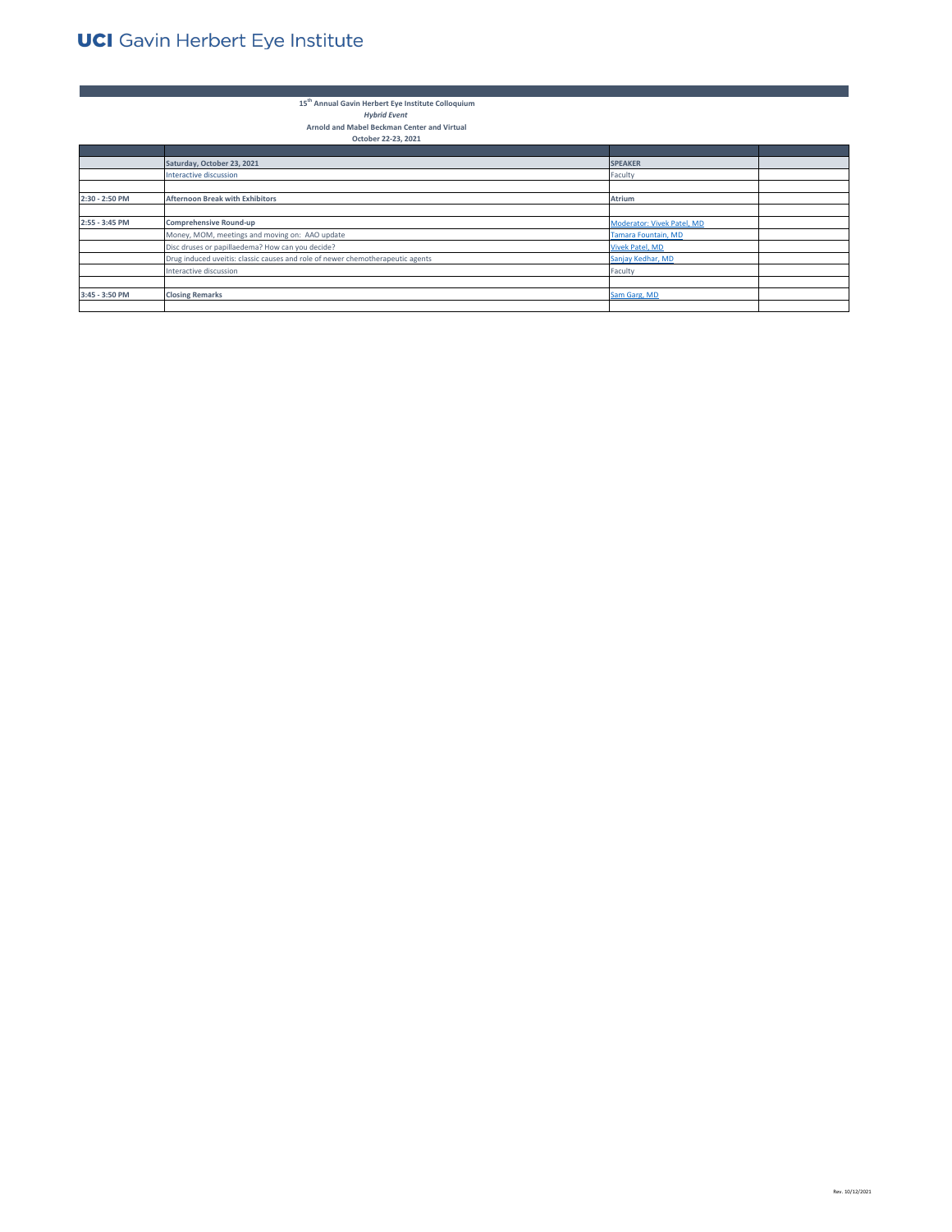## UCI Gavin Herbert Eye Institute

**15th Annual Gavin Herbert Eye Institute Colloquium**

***Hybrid Event***

**Arnold and Mabel Beckman Center and Virtual**

**October 22-23, 2021**

| | | | |
|---|---|---|---|
| | **Saturday, October 23, 2021** | **SPEAKER** | |
| | Interactive discussion | Faculty | |
| | | | |
| **2:30 - 2:50 PM** | **Afternoon Break with Exhibitors** | **Atrium** | |
| | | | |
| **2:55 - 3:45 PM** | **Comprehensive Round-up** | Moderator: Vivek Patel, MD | |
| | Money, MOM, meetings and moving on: AAO update | Tamara Fountain, MD | |
| | Disc druses or papillaedema? How can you decide? | Vivek Patel, MD | |
| | Drug induced uveitis: classic causes and role of newer chemotherapeutic agents | Sanjay Kedhar, MD | |
| | Interactive discussion | Faculty | |
| | | | |
| **3:45 - 3:50 PM** | **Closing Remarks** | Sam Garg, MD | |
| | | | |

Rev. 10/12/2021